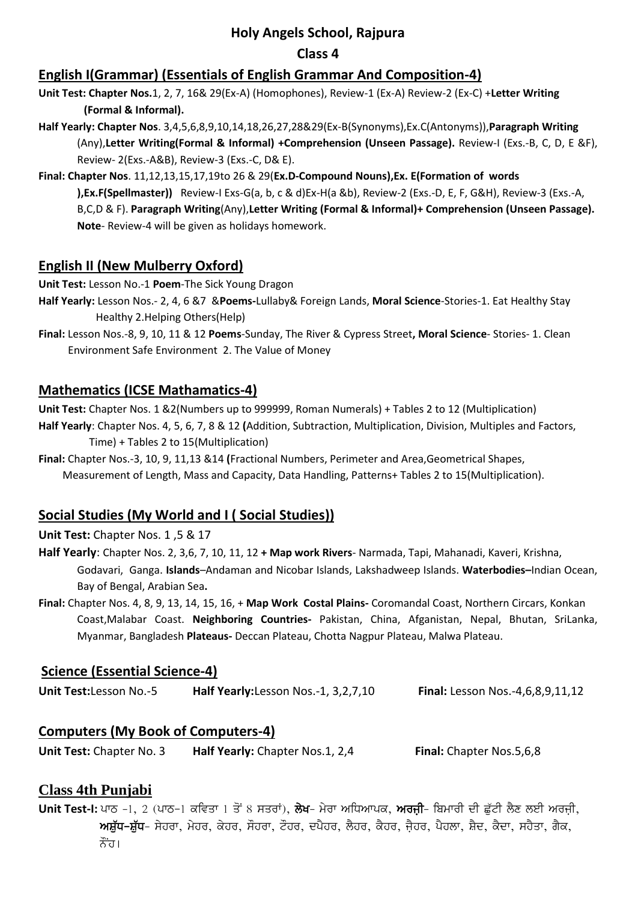# Holy Angels School, Rajpura

## Class 4

### English I(Grammar) (Essentials of English Grammar And Composition-4)

**Unit Test: Chapter Nos.**1, 2, 7, 16& 29(Ex-A) (Homophones), Review-1 (Ex-A) Review-2 (Ex-C) +**Letter Writing (Formal & Informal).**

**Half Yearly: Chapter Nos**. 3,4,5,6,8,9,10,14,18,26,27,28&29(Ex-B(Synonyms),Ex.C(Antonyms)),**Paragraph Writing** (Any),**Letter Writing(Formal & Informal) +Comprehension (Unseen Passage).** Review-I (Exs.-B, C, D, E &F), Review- 2(Exs.-A&B), Review-3 (Exs.-C, D& E).

**Final: Chapter Nos**. 11,12,13,15,17,19to 26 & 29(**Ex.D-Compound Nouns),Ex. E(Formation of words ),Ex.F(Spellmaster))** Review-I Exs-G(a, b, c & d)Ex-H(a &b), Review-2 (Exs.-D, E, F, G&H), Review-3 (Exs.-A, B,C,D & F). **Paragraph Writing**(Any),**Letter Writing (Formal & Informal)+ Comprehension (Unseen Passage). Note**- Review-4 will be given as holidays homework.

### English II (New Mulberry Oxford)

**Unit Test:** Lesson No.-1 **Poem**-The Sick Young Dragon

**Half Yearly:** Lesson Nos.- 2, 4, 6 &7 &**Poems-**Lullaby& Foreign Lands, **Moral Science**-Stories-1. Eat Healthy Stay Healthy 2.Helping Others(Help)

**Final:** Lesson Nos.-8, 9, 10, 11 & 12 **Poems**-Sunday, The River & Cypress Street**, Moral Science**- Stories- 1. Clean Environment Safe Environment 2. The Value of Money

### Mathematics (ICSE Mathamatics-4)

**Unit Test:** Chapter Nos. 1 &2(Numbers up to 999999, Roman Numerals) + Tables 2 to 12 (Multiplication)

**Half Yearly**: Chapter Nos. 4, 5, 6, 7, 8 & 12 **(**Addition, Subtraction, Multiplication, Division, Multiples and Factors, Time) + Tables 2 to 15(Multiplication)

**Final:** Chapter Nos.-3, 10, 9, 11,13 &14 **(**Fractional Numbers, Perimeter and Area,Geometrical Shapes, Measurement of Length, Mass and Capacity, Data Handling, Patterns+ Tables 2 to 15(Multiplication).

### Social Studies (My World and I ( Social Studies))

**Unit Test:** Chapter Nos. 1 ,5 & 17

**Half Yearly**: Chapter Nos. 2, 3,6, 7, 10, 11, 12 **+ Map work Rivers**- Narmada, Tapi, Mahanadi, Kaveri, Krishna, Godavari, Ganga. **Islands**–Andaman and Nicobar Islands, Lakshadweep Islands. **Waterbodies–**Indian Ocean, Bay of Bengal, Arabian Sea**.**

**Final:** Chapter Nos. 4, 8, 9, 13, 14, 15, 16, + **Map Work Costal Plains-** Coromandal Coast, Northern Circars, Konkan Coast,Malabar Coast. **Neighboring Countries-** Pakistan, China, Afganistan, Nepal, Bhutan, SriLanka, Myanmar, Bangladesh **Plateaus-** Deccan Plateau, Chotta Nagpur Plateau, Malwa Plateau.

### Science (Essential Science-4)

**Unit Test:**Lesson No.-5 **Half Yearly:**Lesson Nos.-1, 3,2,7,10 **Final:** Lesson Nos.-4,6,8,9,11,12

### Computers (My Book of Computers-4)

**Unit Test:** Chapter No. 3 **Half Yearly:** Chapter Nos.1, 2,4 **Final:** Chapter Nos.5,6,8

### Class 4th Punjabi

**Unit Test-I:** ਪਾਠ -1, 2 (ਪਾਠ-1 ਕਵਿਤਾ 1 ਤੋਂ 8 ਸਤਰਾਂ), **ਲੇਖ**- ਮੇਰਾ ਅਧਿਆਪਕ, **ਅਰਜ਼ੀ**- ਬਿਮਾਰੀ ਦੀ ਛੁੱਟੀ ਲੈਣ ਲਈ ਅਰਜ਼ੀ, **ਅਸ਼ੁੱਧ-ਸ਼ੁੱਧ**- ਸੇਹਰਾ, ਮੇਹਰ, ਕੇਹਰ, ਸੌਂਹਰਾ, ਟੌਂਹਰ, ਦਪੈਹਰ, ਲੈਹਰ, ਕੈਹਰ, ਜ਼ੈਹਰ, ਪੈਹਲਾ, ਸ਼ੈਦ, ਕੈਦਾ, ਸਹੈਤਾ, ਗੈਕ, ਨੌਂਹ।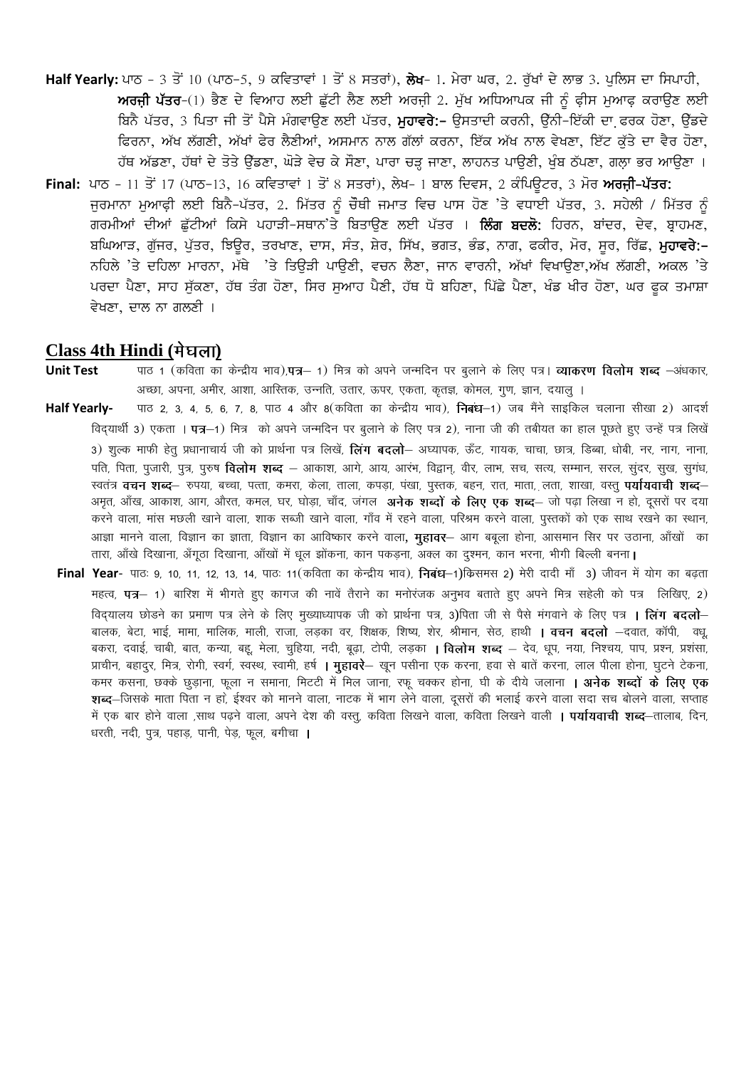**Half Yearly:** ਪਾਠ - 3 ਤੋਂ 10 (ਪਾਠ-5, 9 ਕਵਿਤਾਵਾਂ 1 ਤੋਂ 8 ਸਤਰਾਂ), **ਲੇਖ**- 1. ਮੇਰਾ ਘਰ, 2. ਰੁੱਖਾਂ ਦੇ ਲਾਭ 3. ਪੁਲਿਸ ਦਾ ਸਿਪਾਹੀ, **ਅਰਜ਼ੀ ਪੱਤਰ**-(1) ਭੈਣ ਦੇ ਵਿਆਹ ਲਈ ਛੁੱਟੀ ਲੈਣ ਲਈ ਅਰਜ਼ੀ 2. ਮੁੱਖ ਅਧਿਆਪਕ ਜੀ ਨੂੰ ਫ਼ੀਸ ਮੁਆਫ਼ ਕਰਾਉਣ ਲਈ ਬਿਨੈ ਪੱਤਰ, 3 ਪਿਤਾ ਜੀ ਤੋਂ ਪੈਸੇ ਮੰਗਵਾਉਣ ਲਈ ਪੱਤਰ, **ਮੁਹਾਵਰੇ:-** ਉਸਤਾਦੀ ਕਰਨੀ, ਉੱਨੀ-ਇੱਕੀ ਦਾ ਫ਼ਰਕ ਹੋਣਾ, ਉੱਡਦੇ ਫਿਰਨਾ, ਅੱਖ ਲੱਗਣੀ, ਅੱਖਾਂ ਫੇਰ ਲੈਣੀਆਂ, ਅਸਮਾਨ ਨਾਲ ਗੱਲਾਂ ਕਰਨਾ, ਇੱਕ ਅੱਖ ਨਾਲ ਵੇਖਣਾ, ਇੱਟ ਕੁੱਤੇ ਦਾ ਵੈਰ ਹੋਣਾ, ਹੱਥ ਅੱਡਣਾ, ਹੱਥਾਂ ਦੇ ਤੋਤੇ ਉੱਡਣਾ, ਘੋੜੇ ਵੇਚ ਕੇ ਸੌਣਾ, ਪਾਰਾ ਚੜ੍ਹ ਜਾਣਾ, ਲਾਹਨਤ ਪਾਉਣੀ, ਖੁੰਬ ਠੱਪਣਾ, ਗਲ਼ਾ ਭਰ ਆਉਣਾ ।

**Final:** ਪਾਠ - 11 ਤੋਂ 17 (ਪਾਠ-13, 16 ਕਵਿਤਾਵਾਂ 1 ਤੋਂ 8 ਸਤਰਾਂ), ਲੇਖ- 1 ਬਾਲ ਦਿਵਸ, 2 ਕੰਪਿਊਟਰ, 3 ਮੋਰ **ਅਰਜ਼ੀ-ਪੱਤਰ:** ਜੁਰਮਾਨਾ ਮੁਆਫ਼ੀ ਲਈ ਬਿਨੈ-ਪੱਤਰ, 2. ਮਿੱਤਰ ਨੂੰ ਚੌਥੀ ਜਮਾਤ ਵਿਚ ਪਾਸ ਹੋਣ 'ਤੇ ਵਧਾਈ ਪੱਤਰ, 3. ਸਹੇਲੀ / ਮਿੱਤਰ ਨੂੰ ਗਰਮੀਆਂ ਦੀਆਂ ਛੁੱਟੀਆਂ ਕਿਸੇ ਪਹਾੜੀ-ਸਥਾਨ'ਤੇ ਬਿਤਾਉਣ ਲਈ ਪੱਤਰ । **ਲਿੰਗ ਬਦਲੋ:** ਹਿਰਨ, ਬਾਂਦਰ, ਦੇਵ, ਬ੍ਰਾਹਮਣ, ਬਘਿਆੜ, ਗੁੱਜਰ, ਪੁੱਤਰ, ਝਿਊਰ, ਤਰਖਾਣ, ਦਾਸ, ਸੰਤ, ਸ਼ੇਰ, ਸਿੱਖ, ਭਗਤ, ਭੰਡ, ਨਾਗ, ਫਕੀਰ, ਮੋਰ, ਸੂਰ, ਰਿੱਛ, **ਮੁਹਾਵਰੇ:-** ਨਹਿਲੇ 'ਤੇ ਦਹਿਲਾ ਮਾਰਨਾ, ਮੱਥੇ 'ਤੇ ਤਿਊੜੀ ਪਾਉਣੀ, ਵਚਨ ਲੈਣਾ, ਜਾਨ ਵਾਰਨੀ, ਅੱਖਾਂ ਵਿਖਾਉਣਾ,ਅੱਖ ਲੱਗਣੀ, ਅਕਲ 'ਤੇ ਪਰਦਾ ਪੈਣਾ, ਸਾਹ ਸੁੱਕਣਾ, ਹੱਥ ਤੰਗ ਹੋਣਾ, ਸਿਰ ਸੁਆਹ ਪੈਣੀ, ਹੱਥ ਧੋ ਬਹਿਣਾ, ਪਿੱਛੇ ਪੈਣਾ, ਖੰਡ ਖੀਰ ਹੋਣਾ, ਘਰ ਫੂਕ ਤਮਾਸ਼ਾ ਵੇਖਣਾ, ਦਾਲ ਨਾ ਗਲਣੀ ।

## Class 4th Hindi (मेघला)

**Unit Test** पाठ 1 (कविता का केन्द्रीय भाव),**पत्र**– 1) मित्र को अपने जन्मदिन पर बुलाने के लिए पत्र। **व्याकरण विलोम शब्द** –अंधकार, अच्छा, अपना, अमीर, आशा, आस्तिक, उन्नति, उतार, ऊपर, एकता, कृतज्ञ, कोमल, गुण, ज्ञान, दयालु ।

**Half Yearly-** पाठ 2, 3, 4, 5, 6, 7, 8, पाठ 4 और 8(कविता का केन्द्रीय भाव), **निबंध**–1) जब मैंने साइकिल चलाना सीखा 2) आदर्श विद्यार्थी 3) एकता । **पत्र**–1) मित्र को अपने जन्मदिन पर बुलाने के लिए पत्र 2), नाना जी की तबीयत का हाल पूछते हुए उन्हें पत्र लिखें 3) शुल्क माफी हेतु प्रधानाचार्य जी को प्रार्थना पत्र लिखें, **लिंग बदलो**– अध्यापक, ऊँट, गायक, चाचा, छात्र, डिब्बा, धोबी, नर, नाग, नाना, पति, पिता, पुजारी, पुत्र, पुरुष **विलोम शब्द** – आकाश, आगे, आय, आरंभ, विद्वान्, वीर, लाभ, सच, सत्य, सम्मान, सरल, सुंदर, सुख, सुगंध, स्वतंत्र **वचन शब्द**– रुपया, बच्चा, पत्ता, कमरा, केला, ताला, कपड़ा, पंखा, पुस्तक, बहन, रात, माता, लता, शाखा, वस्तु **पर्यायवाची शब्द**– अमृत, आँख, आकाश, आग, औरत, कमल, घर, घोड़ा, चाँद, जंगल **अनेक शब्दों के लिए एक शब्द**– जो पढ़ा लिखा न हो, दूसरों पर दया करने वाला, मांस मछली खाने वाला, शाक सब्जी खाने वाला, गाँव में रहने वाला, परिश्रम करने वाला, पुस्तकों को एक साथ रखने का स्थान, आज्ञा मानने वाला, विज्ञान का ज्ञाता, विज्ञान का आविष्कार करने वाला, **मुहावर**– आग बबूला होना, आसमान सिर पर उठाना, आँखों का तारा, आँखे दिखाना, अँगूठा दिखाना, आँखों में धूल झोंकना, कान पकड़ना, अक्ल का दुश्मन, कान भरना, भीगी बिल्ली बनना।

**Final Year**- पाठः 9, 10, 11, 12, 13, 14, पाठः 11(कविता का केन्द्रीय भाव), **निबंध**–1)क्रिसमस 2) मेरी दादी माँ 3) जीवन में योग का बढ़ता महत्व, **पत्र**– 1) बारिश में भीगते हुए कागज की नावें तैराने का मनोरंजक अनुभव बताते हुए अपने मित्र सहेली को पत्र लिखिए, 2) विद्यालय छोड़ने का प्रमाण पत्र लेने के लिए मुख्याध्यापक जी को प्रार्थना पत्र, 3)पिता जी से पैसे मंगवाने के लिए पत्र । **लिंग बदलो**– बालक, बेटा, भाई, मामा, मालिक, माली, राजा, लड़का वर, शिक्षक, शिष्य, शेर, श्रीमान, सेठ, हाथी । **वचन बदलो** –दवात, कॉपी, वधू, बकरा, दवाई, चाबी, बात, कन्या, बहू, मेला, चुहिया, नदी, बूढ़ा, टोपी, लड़का । **विलोम शब्द** – देव, धूप, नया, निश्चय, पाप, प्रश्न, प्रशंसा, प्राचीन, बहादुर, मित्र, रोगी, स्वर्ग, स्वस्थ, स्वामी, हर्ष । **मुहावरे**– खून पसीना एक करना, हवा से बातें करना, लाल पीला होना, घुटने टेकना, कमर कसना, छक्के छुड़ाना, फूला न समाना, मिटटी में मिल जाना, रफू चक्कर होना, घी के दीये जलाना । **अनेक शब्दों के लिए एक शब्द**–जिसके माता पिता न हों, ईश्वर को मानने वाला, नाटक में भाग लेने वाला, दूसरों की भलाई करने वाला सदा सच बोलने वाला, सप्ताह में एक बार होने वाला ,साथ पढ़ने वाला, अपने देश की वस्तु, कविता लिखने वाला, कविता लिखने वाली । **पर्यायवाची शब्द**–तालाब, दिन, धरती, नदी, पुत्र, पहाड़, पानी, पेड़, फूल, बगीचा ।